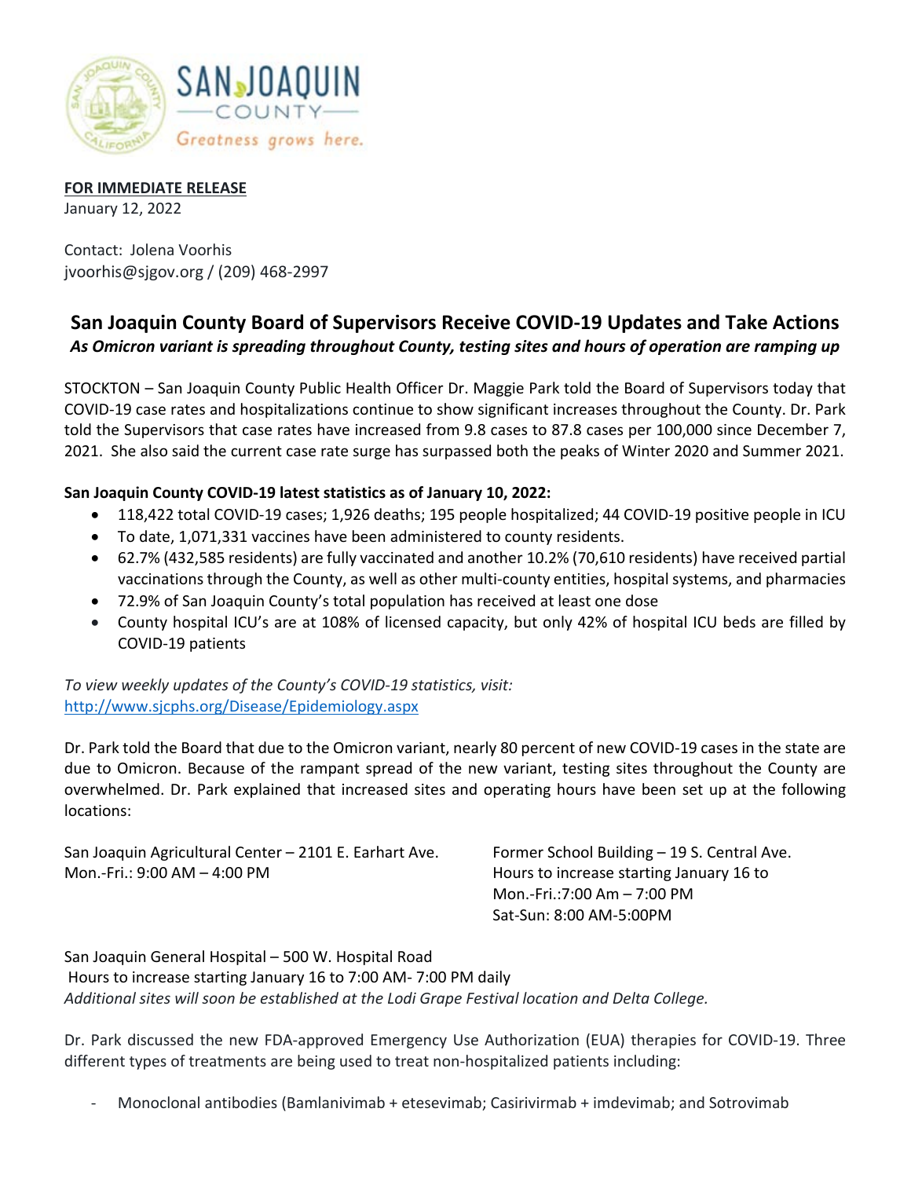SAN JOAQUIN COUNTY

Greatness grows here.

**FOR IMMEDIATE RELEASE**
January 12, 2022

Contact: Jolena Voorhis
jvoorhis@sjgov.org / (209) 468-2997

## San Joaquin County Board of Supervisors Receive COVID-19 Updates and Take Actions

***As Omicron variant is spreading throughout County, testing sites and hours of operation are ramping up***

STOCKTON – San Joaquin County Public Health Officer Dr. Maggie Park told the Board of Supervisors today that COVID-19 case rates and hospitalizations continue to show significant increases throughout the County. Dr. Park told the Supervisors that case rates have increased from 9.8 cases to 87.8 cases per 100,000 since December 7, 2021. She also said the current case rate surge has surpassed both the peaks of Winter 2020 and Summer 2021.

**San Joaquin County COVID-19 latest statistics as of January 10, 2022:**

- 118,422 total COVID-19 cases; 1,926 deaths; 195 people hospitalized; 44 COVID-19 positive people in ICU
- To date, 1,071,331 vaccines have been administered to county residents.
- 62.7% (432,585 residents) are fully vaccinated and another 10.2% (70,610 residents) have received partial vaccinations through the County, as well as other multi-county entities, hospital systems, and pharmacies
- 72.9% of San Joaquin County's total population has received at least one dose
- County hospital ICU's are at 108% of licensed capacity, but only 42% of hospital ICU beds are filled by COVID-19 patients

*To view weekly updates of the County's COVID-19 statistics, visit:*
http://www.sjcphs.org/Disease/Epidemiology.aspx

Dr. Park told the Board that due to the Omicron variant, nearly 80 percent of new COVID-19 cases in the state are due to Omicron. Because of the rampant spread of the new variant, testing sites throughout the County are overwhelmed. Dr. Park explained that increased sites and operating hours have been set up at the following locations:

San Joaquin Agricultural Center – 2101 E. Earhart Ave.
Mon.-Fri.: 9:00 AM – 4:00 PM

Former School Building – 19 S. Central Ave.
Hours to increase starting January 16 to
Mon.-Fri.:7:00 Am – 7:00 PM
Sat-Sun: 8:00 AM-5:00PM

San Joaquin General Hospital – 500 W. Hospital Road
Hours to increase starting January 16 to 7:00 AM- 7:00 PM daily
*Additional sites will soon be established at the Lodi Grape Festival location and Delta College.*

Dr. Park discussed the new FDA-approved Emergency Use Authorization (EUA) therapies for COVID-19. Three different types of treatments are being used to treat non-hospitalized patients including:

- Monoclonal antibodies (Bamlanivimab + etesevimab; Casirivirmab + imdevimab; and Sotrovimab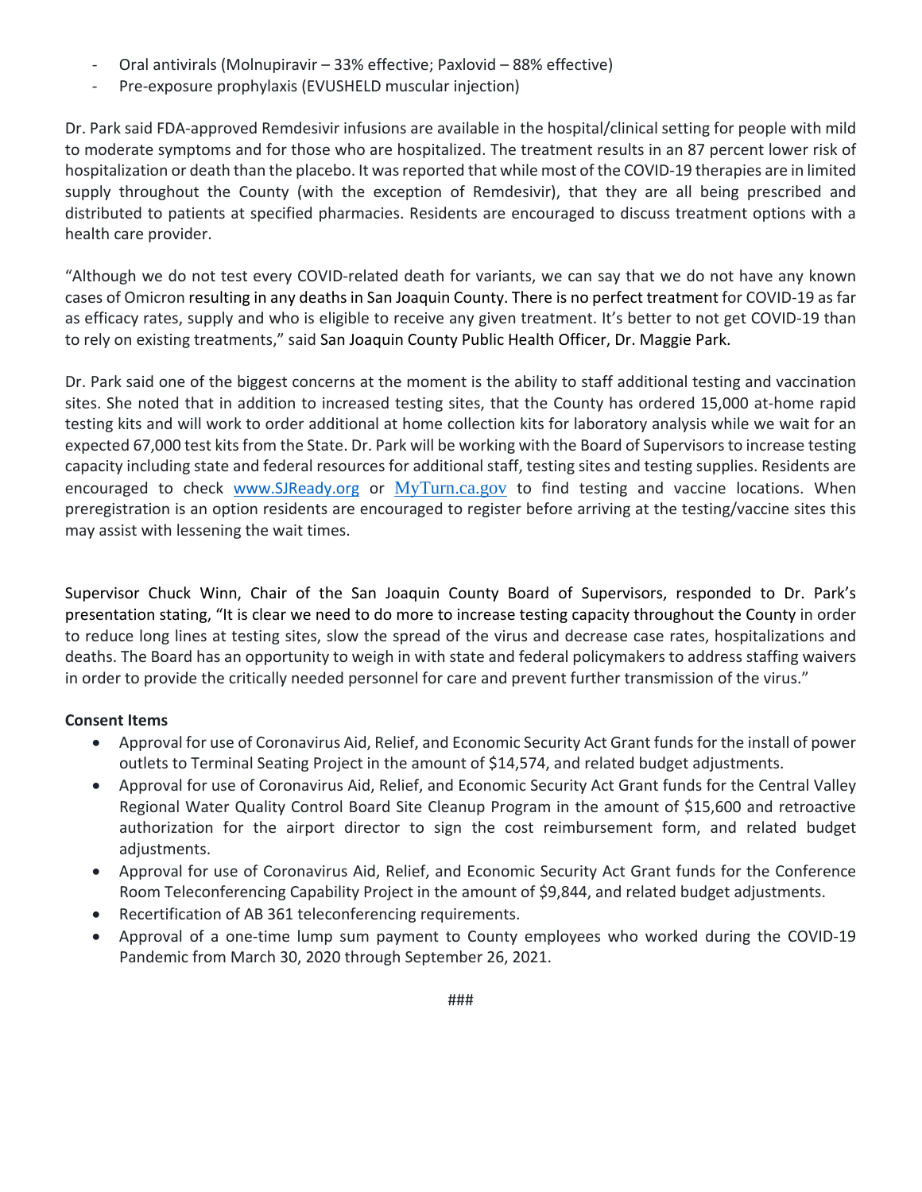- Oral antivirals (Molnupiravir – 33% effective; Paxlovid – 88% effective)
- Pre-exposure prophylaxis (EVUSHELD muscular injection)

Dr. Park said FDA-approved Remdesivir infusions are available in the hospital/clinical setting for people with mild to moderate symptoms and for those who are hospitalized. The treatment results in an 87 percent lower risk of hospitalization or death than the placebo. It was reported that while most of the COVID-19 therapies are in limited supply throughout the County (with the exception of Remdesivir), that they are all being prescribed and distributed to patients at specified pharmacies. Residents are encouraged to discuss treatment options with a health care provider.

"Although we do not test every COVID-related death for variants, we can say that we do not have any known cases of Omicron resulting in any deaths in San Joaquin County. There is no perfect treatment for COVID-19 as far as efficacy rates, supply and who is eligible to receive any given treatment. It's better to not get COVID-19 than to rely on existing treatments," said San Joaquin County Public Health Officer, Dr. Maggie Park.

Dr. Park said one of the biggest concerns at the moment is the ability to staff additional testing and vaccination sites. She noted that in addition to increased testing sites, that the County has ordered 15,000 at-home rapid testing kits and will work to order additional at home collection kits for laboratory analysis while we wait for an expected 67,000 test kits from the State. Dr. Park will be working with the Board of Supervisors to increase testing capacity including state and federal resources for additional staff, testing sites and testing supplies. Residents are encouraged to check www.SJReady.org or MyTurn.ca.gov to find testing and vaccine locations. When preregistration is an option residents are encouraged to register before arriving at the testing/vaccine sites this may assist with lessening the wait times.

Supervisor Chuck Winn, Chair of the San Joaquin County Board of Supervisors, responded to Dr. Park's presentation stating, "It is clear we need to do more to increase testing capacity throughout the County in order to reduce long lines at testing sites, slow the spread of the virus and decrease case rates, hospitalizations and deaths. The Board has an opportunity to weigh in with state and federal policymakers to address staffing waivers in order to provide the critically needed personnel for care and prevent further transmission of the virus."

**Consent Items**

- Approval for use of Coronavirus Aid, Relief, and Economic Security Act Grant funds for the install of power outlets to Terminal Seating Project in the amount of $14,574, and related budget adjustments.
- Approval for use of Coronavirus Aid, Relief, and Economic Security Act Grant funds for the Central Valley Regional Water Quality Control Board Site Cleanup Program in the amount of $15,600 and retroactive authorization for the airport director to sign the cost reimbursement form, and related budget adjustments.
- Approval for use of Coronavirus Aid, Relief, and Economic Security Act Grant funds for the Conference Room Teleconferencing Capability Project in the amount of $9,844, and related budget adjustments.
- Recertification of AB 361 teleconferencing requirements.
- Approval of a one-time lump sum payment to County employees who worked during the COVID-19 Pandemic from March 30, 2020 through September 26, 2021.

###